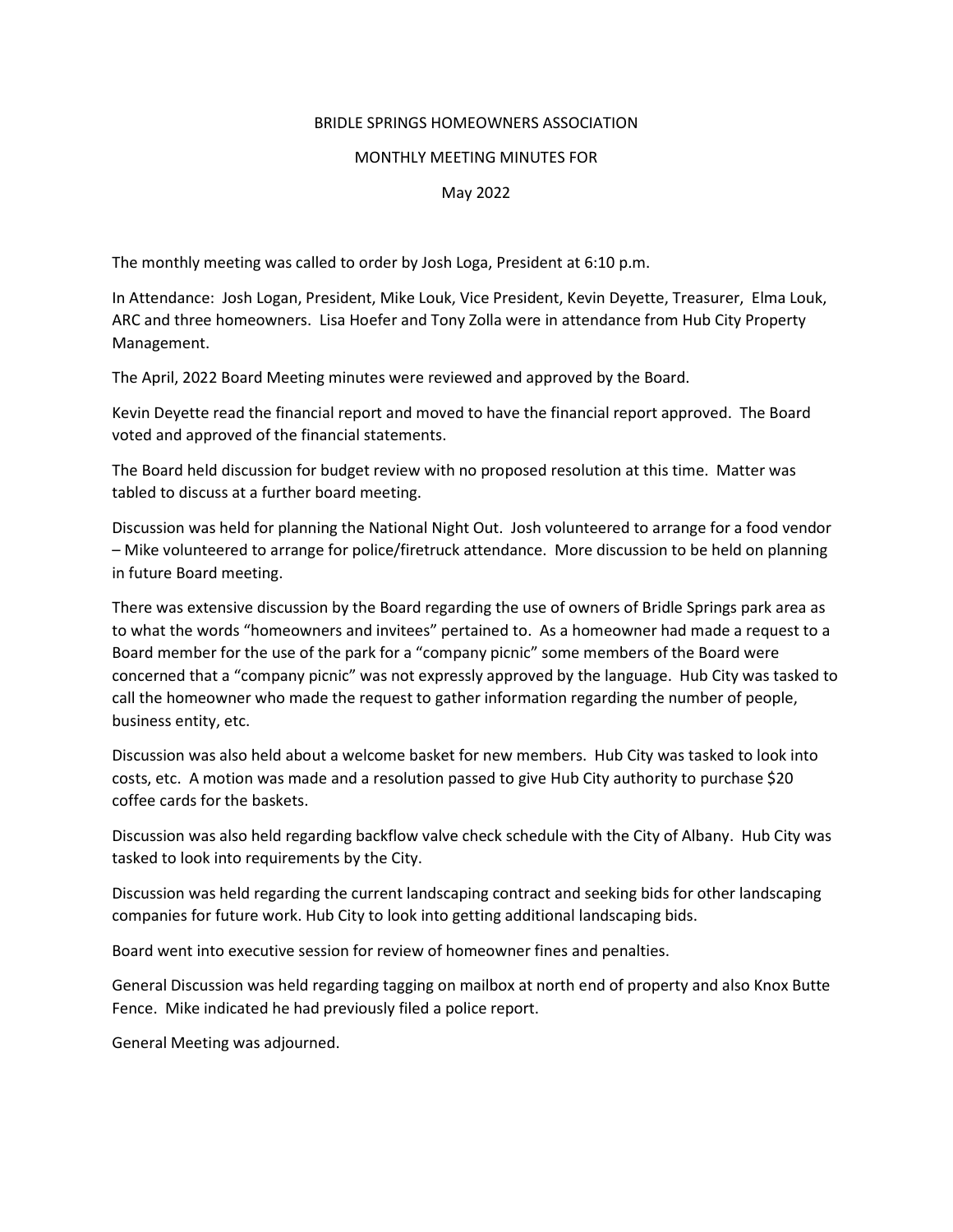BRIDLE SPRINGS HOMEOWNERS ASSOCIATION

MONTHLY MEETING MINUTES FOR

May 2022

The monthly meeting was called to order by Josh Loga, President at 6:10 p.m.

In Attendance: Josh Logan, President, Mike Louk, Vice President, Kevin Deyette, Treasurer, Elma Louk, ARC and three homeowners. Lisa Hoefer and Tony Zolla were in attendance from Hub City Property Management.

The April, 2022 Board Meeting minutes were reviewed and approved by the Board.

Kevin Deyette read the financial report and moved to have the financial report approved. The Board voted and approved of the financial statements.

The Board held discussion for budget review with no proposed resolution at this time. Matter was tabled to discuss at a further board meeting.

Discussion was held for planning the National Night Out. Josh volunteered to arrange for a food vendor – Mike volunteered to arrange for police/firetruck attendance. More discussion to be held on planning in future Board meeting.

There was extensive discussion by the Board regarding the use of owners of Bridle Springs park area as to what the words "homeowners and invitees" pertained to. As a homeowner had made a request to a Board member for the use of the park for a "company picnic" some members of the Board were concerned that a "company picnic" was not expressly approved by the language. Hub City was tasked to call the homeowner who made the request to gather information regarding the number of people, business entity, etc.

Discussion was also held about a welcome basket for new members. Hub City was tasked to look into costs, etc. A motion was made and a resolution passed to give Hub City authority to purchase $20 coffee cards for the baskets.

Discussion was also held regarding backflow valve check schedule with the City of Albany. Hub City was tasked to look into requirements by the City.

Discussion was held regarding the current landscaping contract and seeking bids for other landscaping companies for future work. Hub City to look into getting additional landscaping bids.

Board went into executive session for review of homeowner fines and penalties.

General Discussion was held regarding tagging on mailbox at north end of property and also Knox Butte Fence. Mike indicated he had previously filed a police report.

General Meeting was adjourned.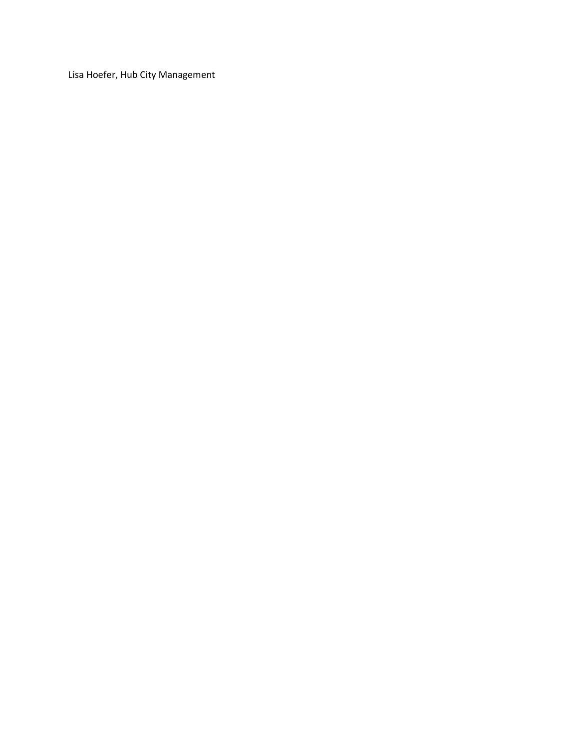Lisa Hoefer, Hub City Management